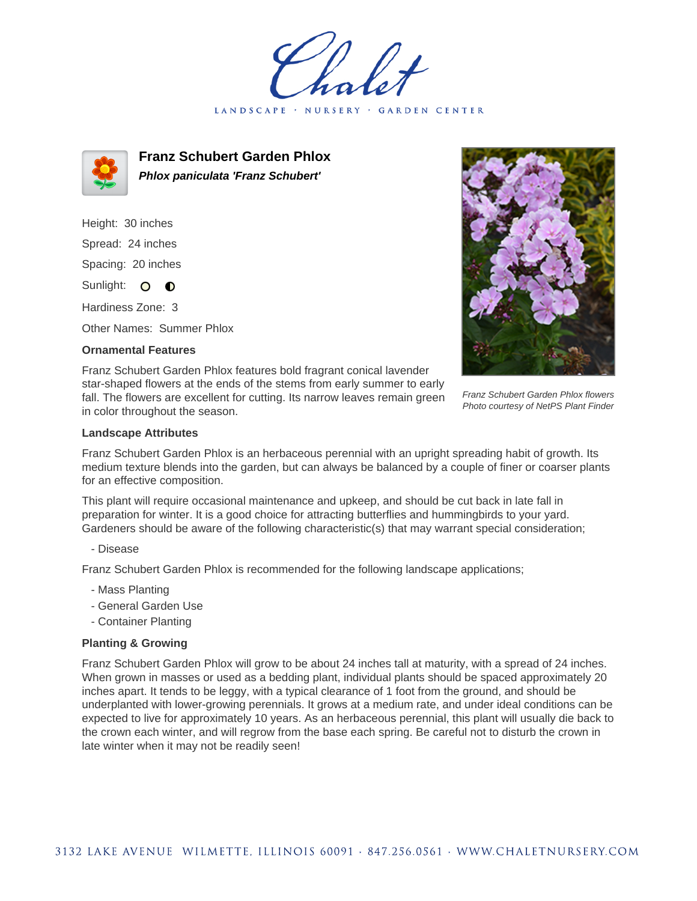# Franz Schubert Garden Phlox

***Phlox paniculata 'Franz Schubert'***

Height: 30 inches

Spread: 24 inches

Spacing: 20 inches

Sunlight: ○ ◐

Hardiness Zone: 3

Other Names: Summer Phlox

### Ornamental Features

Franz Schubert Garden Phlox features bold fragrant conical lavender star-shaped flowers at the ends of the stems from early summer to early fall. The flowers are excellent for cutting. Its narrow leaves remain green in color throughout the season.

*Franz Schubert Garden Phlox flowers*
*Photo courtesy of NetPS Plant Finder*

### Landscape Attributes

Franz Schubert Garden Phlox is an herbaceous perennial with an upright spreading habit of growth. Its medium texture blends into the garden, but can always be balanced by a couple of finer or coarser plants for an effective composition.

This plant will require occasional maintenance and upkeep, and should be cut back in late fall in preparation for winter. It is a good choice for attracting butterflies and hummingbirds to your yard. Gardeners should be aware of the following characteristic(s) that may warrant special consideration;

- Disease

Franz Schubert Garden Phlox is recommended for the following landscape applications;

- Mass Planting
- General Garden Use
- Container Planting

### Planting & Growing

Franz Schubert Garden Phlox will grow to be about 24 inches tall at maturity, with a spread of 24 inches. When grown in masses or used as a bedding plant, individual plants should be spaced approximately 20 inches apart. It tends to be leggy, with a typical clearance of 1 foot from the ground, and should be underplanted with lower-growing perennials. It grows at a medium rate, and under ideal conditions can be expected to live for approximately 10 years. As an herbaceous perennial, this plant will usually die back to the crown each winter, and will regrow from the base each spring. Be careful not to disturb the crown in late winter when it may not be readily seen!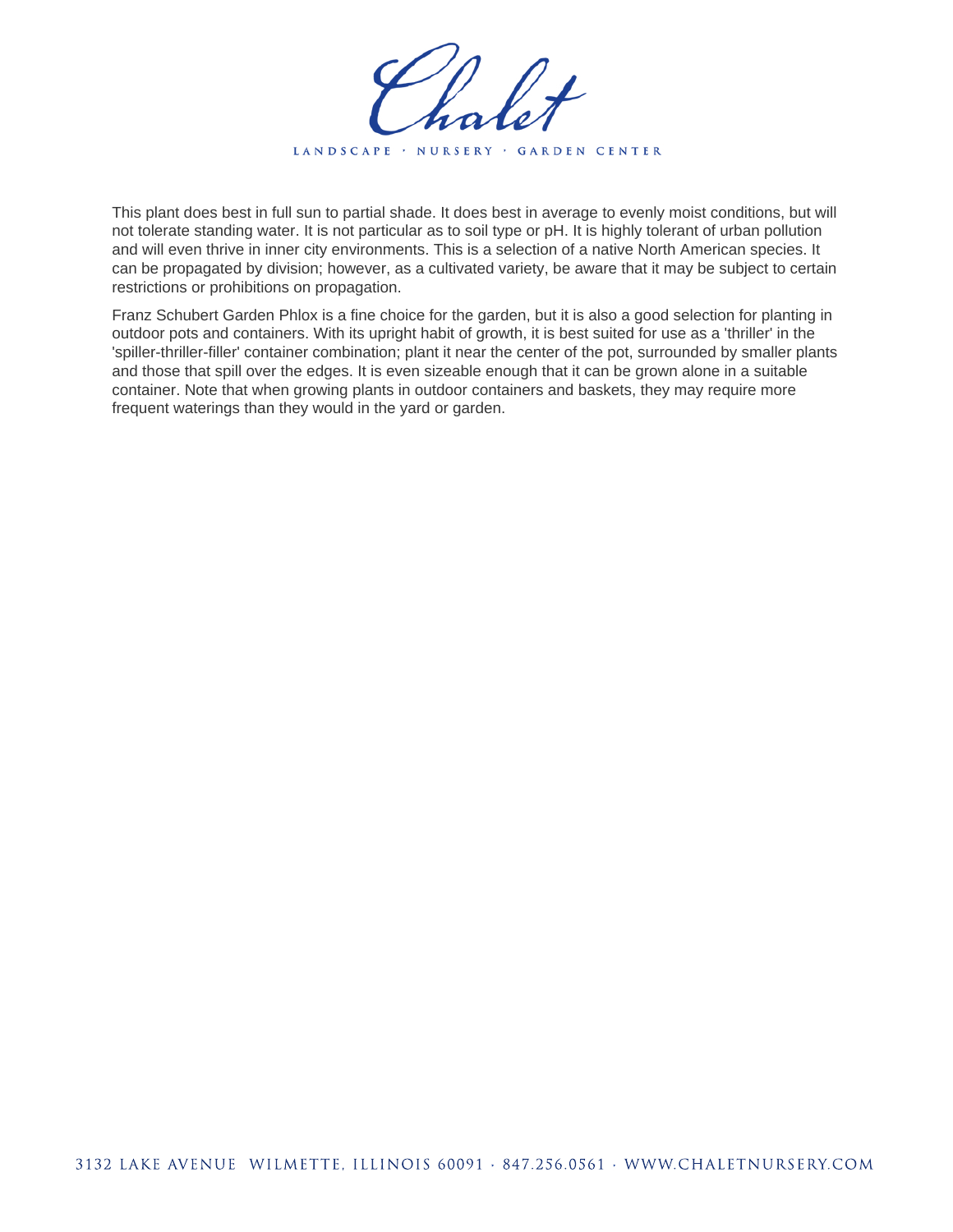This plant does best in full sun to partial shade. It does best in average to evenly moist conditions, but will not tolerate standing water. It is not particular as to soil type or pH. It is highly tolerant of urban pollution and will even thrive in inner city environments. This is a selection of a native North American species. It can be propagated by division; however, as a cultivated variety, be aware that it may be subject to certain restrictions or prohibitions on propagation.

Franz Schubert Garden Phlox is a fine choice for the garden, but it is also a good selection for planting in outdoor pots and containers. With its upright habit of growth, it is best suited for use as a 'thriller' in the 'spiller-thriller-filler' container combination; plant it near the center of the pot, surrounded by smaller plants and those that spill over the edges. It is even sizeable enough that it can be grown alone in a suitable container. Note that when growing plants in outdoor containers and baskets, they may require more frequent waterings than they would in the yard or garden.